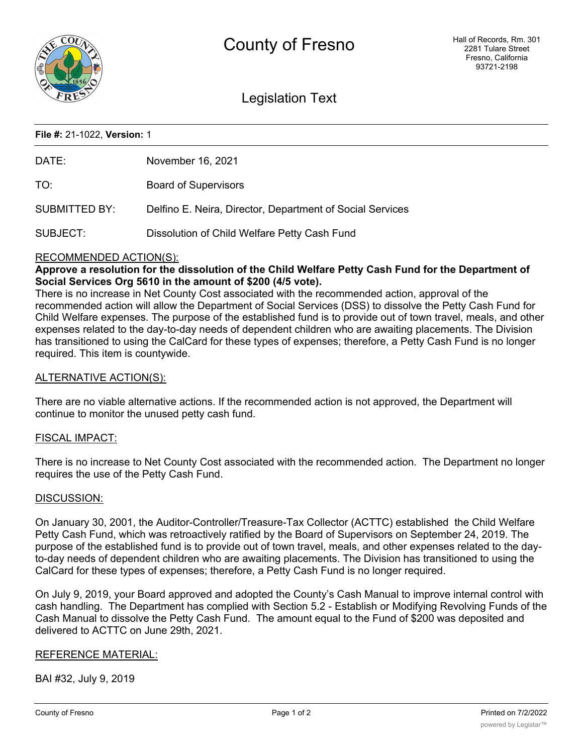# County of Fresno

Hall of Records, Rm. 301
2281 Tulare Street
Fresno, California
93721-2198

## Legislation Text

**File #:** 21-1022, **Version:** 1

| | |
|---|---|
| DATE: | November 16, 2021 |
| TO: | Board of Supervisors |
| SUBMITTED BY: | Delfino E. Neira, Director, Department of Social Services |
| SUBJECT: | Dissolution of Child Welfare Petty Cash Fund |

### RECOMMENDED ACTION(S):

**Approve a resolution for the dissolution of the Child Welfare Petty Cash Fund for the Department of Social Services Org 5610 in the amount of $200 (4/5 vote).**

There is no increase in Net County Cost associated with the recommended action, approval of the recommended action will allow the Department of Social Services (DSS) to dissolve the Petty Cash Fund for Child Welfare expenses. The purpose of the established fund is to provide out of town travel, meals, and other expenses related to the day-to-day needs of dependent children who are awaiting placements. The Division has transitioned to using the CalCard for these types of expenses; therefore, a Petty Cash Fund is no longer required. This item is countywide.

### ALTERNATIVE ACTION(S):

There are no viable alternative actions. If the recommended action is not approved, the Department will continue to monitor the unused petty cash fund.

### FISCAL IMPACT:

There is no increase to Net County Cost associated with the recommended action. The Department no longer requires the use of the Petty Cash Fund.

### DISCUSSION:

On January 30, 2001, the Auditor-Controller/Treasure-Tax Collector (ACTTC) established the Child Welfare Petty Cash Fund, which was retroactively ratified by the Board of Supervisors on September 24, 2019. The purpose of the established fund is to provide out of town travel, meals, and other expenses related to the day-to-day needs of dependent children who are awaiting placements. The Division has transitioned to using the CalCard for these types of expenses; therefore, a Petty Cash Fund is no longer required.

On July 9, 2019, your Board approved and adopted the County's Cash Manual to improve internal control with cash handling. The Department has complied with Section 5.2 - Establish or Modifying Revolving Funds of the Cash Manual to dissolve the Petty Cash Fund. The amount equal to the Fund of $200 was deposited and delivered to ACTTC on June 29th, 2021.

### REFERENCE MATERIAL:

BAI #32, July 9, 2019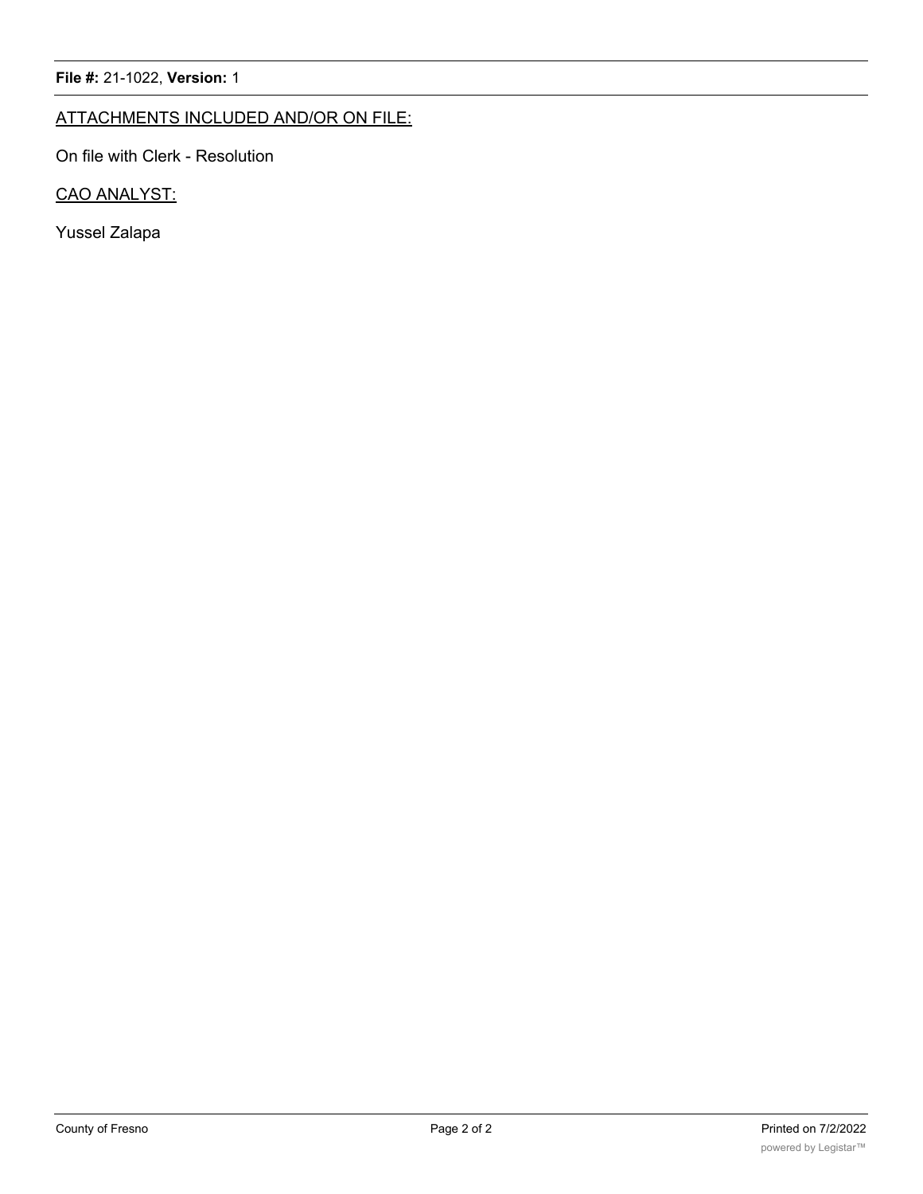**File #:** 21-1022, **Version:** 1

ATTACHMENTS INCLUDED AND/OR ON FILE:

On file with Clerk - Resolution

CAO ANALYST:

Yussel Zalapa